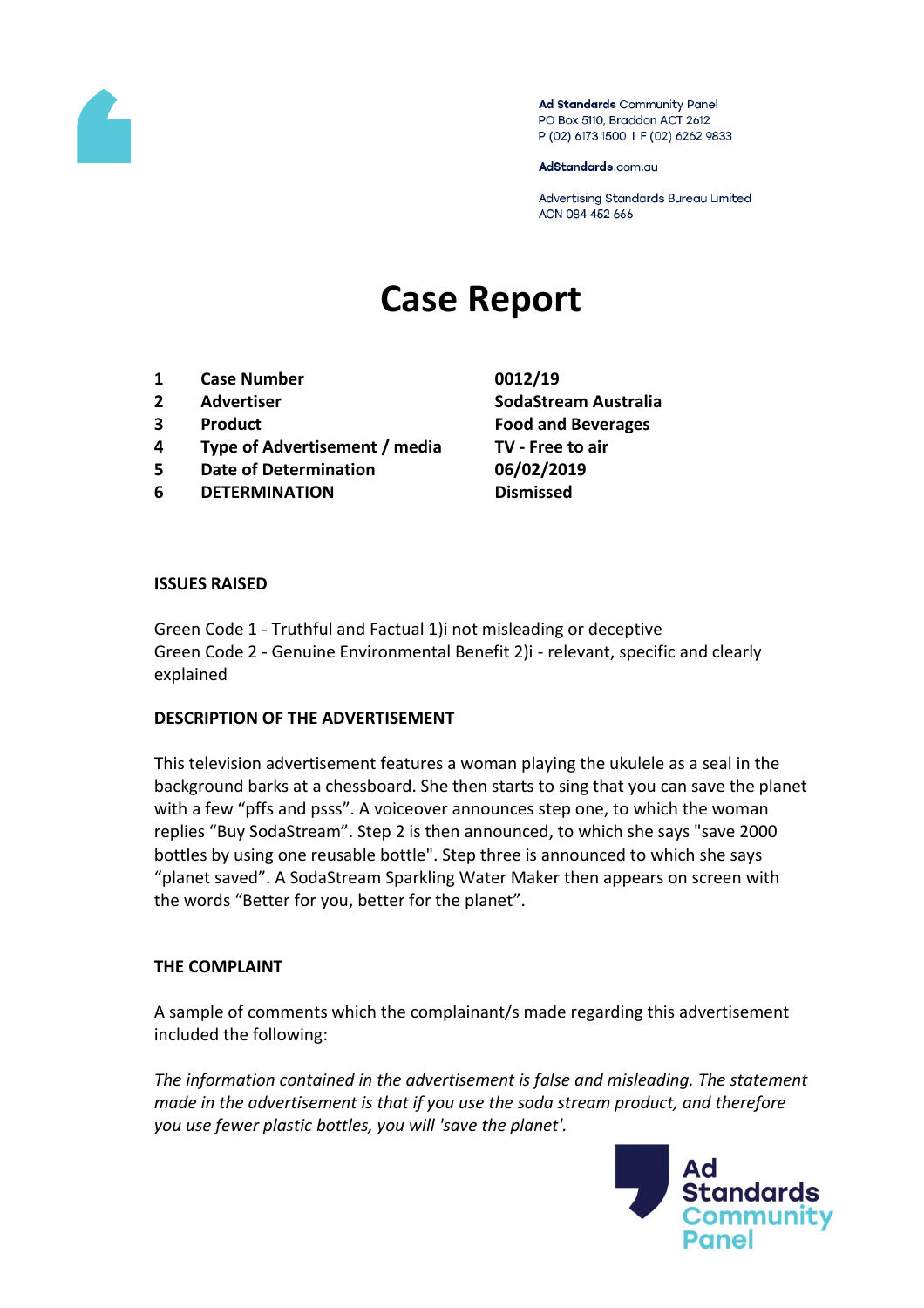Ad Standards Community Panel
PO Box 5110, Braddon ACT 2612
P (02) 6173 1500 | F (02) 6262 9833

AdStandards.com.au

Advertising Standards Bureau Limited
ACN 084 452 666

# Case Report

| | | |
|---|---|---|
| **1** | **Case Number** | **0012/19** |
| **2** | **Advertiser** | **SodaStream Australia** |
| **3** | **Product** | **Food and Beverages** |
| **4** | **Type of Advertisement / media** | **TV - Free to air** |
| **5** | **Date of Determination** | **06/02/2019** |
| **6** | **DETERMINATION** | **Dismissed** |

### ISSUES RAISED

Green Code 1 - Truthful and Factual 1)i not misleading or deceptive
Green Code 2 - Genuine Environmental Benefit 2)i - relevant, specific and clearly explained

### DESCRIPTION OF THE ADVERTISEMENT

This television advertisement features a woman playing the ukulele as a seal in the background barks at a chessboard. She then starts to sing that you can save the planet with a few "pffs and psss". A voiceover announces step one, to which the woman replies "Buy SodaStream". Step 2 is then announced, to which she says "save 2000 bottles by using one reusable bottle". Step three is announced to which she says "planet saved". A SodaStream Sparkling Water Maker then appears on screen with the words "Better for you, better for the planet".

### THE COMPLAINT

A sample of comments which the complainant/s made regarding this advertisement included the following:

*The information contained in the advertisement is false and misleading. The statement made in the advertisement is that if you use the soda stream product, and therefore you use fewer plastic bottles, you will 'save the planet'.*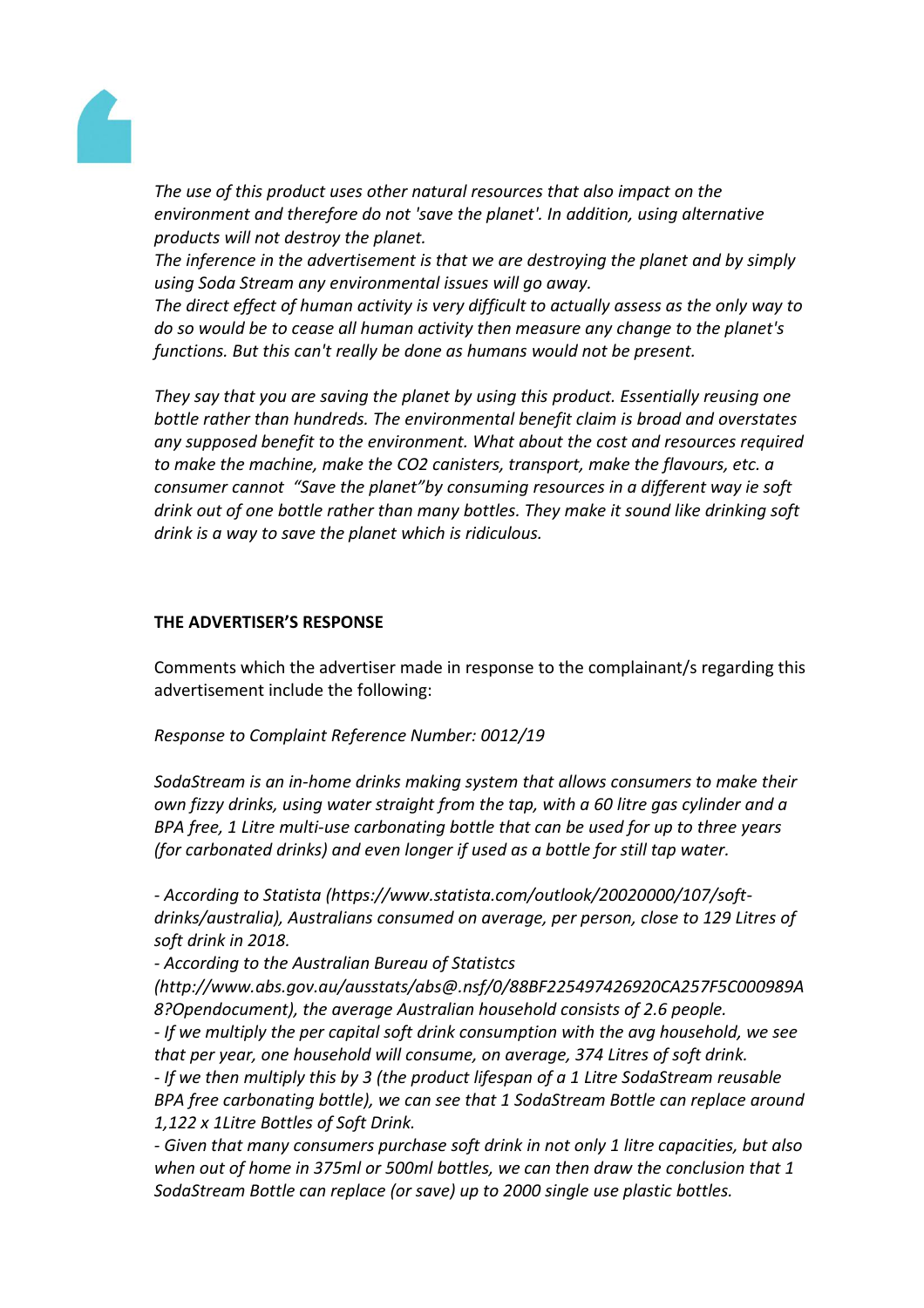*The use of this product uses other natural resources that also impact on the environment and therefore do not 'save the planet'. In addition, using alternative products will not destroy the planet.*
*The inference in the advertisement is that we are destroying the planet and by simply using Soda Stream any environmental issues will go away.*
*The direct effect of human activity is very difficult to actually assess as the only way to do so would be to cease all human activity then measure any change to the planet's functions. But this can't really be done as humans would not be present.*

*They say that you are saving the planet by using this product. Essentially reusing one bottle rather than hundreds. The environmental benefit claim is broad and overstates any supposed benefit to the environment. What about the cost and resources required to make the machine, make the CO2 canisters, transport, make the flavours, etc. a consumer cannot "Save the planet"by consuming resources in a different way ie soft drink out of one bottle rather than many bottles. They make it sound like drinking soft drink is a way to save the planet which is ridiculous.*

**THE ADVERTISER'S RESPONSE**

Comments which the advertiser made in response to the complainant/s regarding this advertisement include the following:

*Response to Complaint Reference Number: 0012/19*

*SodaStream is an in-home drinks making system that allows consumers to make their own fizzy drinks, using water straight from the tap, with a 60 litre gas cylinder and a BPA free, 1 Litre multi-use carbonating bottle that can be used for up to three years (for carbonated drinks) and even longer if used as a bottle for still tap water.*

*- According to Statista (https://www.statista.com/outlook/20020000/107/soft-drinks/australia), Australians consumed on average, per person, close to 129 Litres of soft drink in 2018.*
*- According to the Australian Bureau of Statistcs (http://www.abs.gov.au/ausstats/abs@.nsf/0/88BF225497426920CA257F5C000989A8?Opendocument), the average Australian household consists of 2.6 people.*
*- If we multiply the per capital soft drink consumption with the avg household, we see that per year, one household will consume, on average, 374 Litres of soft drink.*
*- If we then multiply this by 3 (the product lifespan of a 1 Litre SodaStream reusable BPA free carbonating bottle), we can see that 1 SodaStream Bottle can replace around 1,122 x 1Litre Bottles of Soft Drink.*
*- Given that many consumers purchase soft drink in not only 1 litre capacities, but also when out of home in 375ml or 500ml bottles, we can then draw the conclusion that 1 SodaStream Bottle can replace (or save) up to 2000 single use plastic bottles.*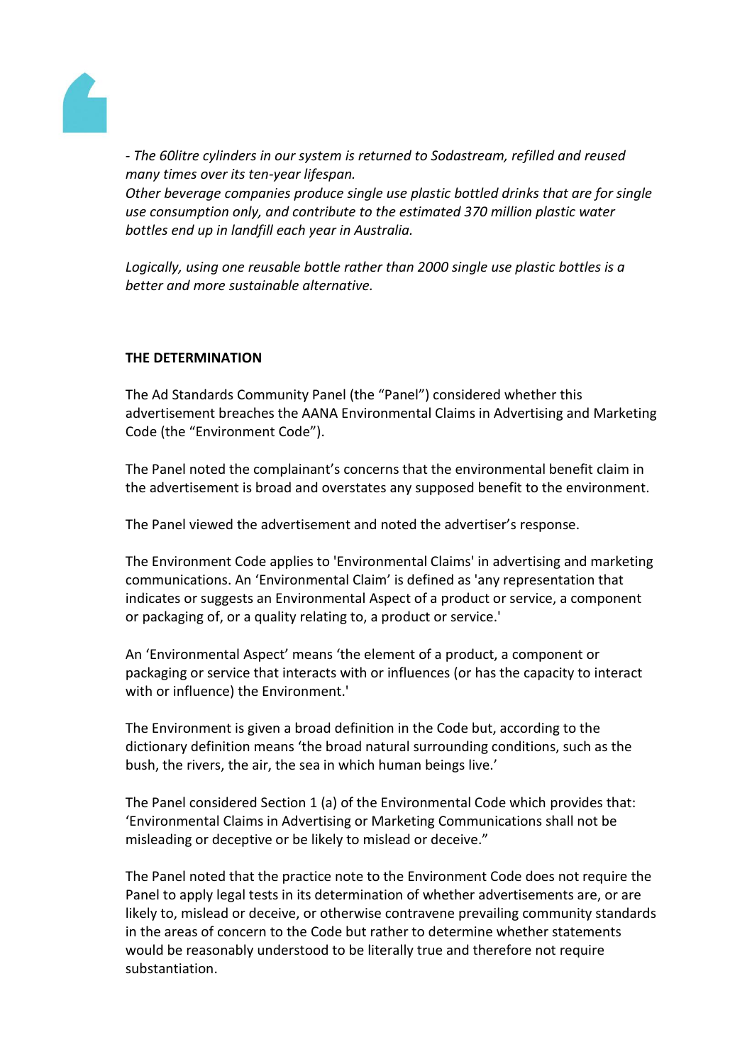*- The 60litre cylinders in our system is returned to Sodastream, refilled and reused many times over its ten-year lifespan.*
*Other beverage companies produce single use plastic bottled drinks that are for single use consumption only, and contribute to the estimated 370 million plastic water bottles end up in landfill each year in Australia.*

*Logically, using one reusable bottle rather than 2000 single use plastic bottles is a better and more sustainable alternative.*

**THE DETERMINATION**

The Ad Standards Community Panel (the "Panel") considered whether this advertisement breaches the AANA Environmental Claims in Advertising and Marketing Code (the "Environment Code").

The Panel noted the complainant's concerns that the environmental benefit claim in the advertisement is broad and overstates any supposed benefit to the environment.

The Panel viewed the advertisement and noted the advertiser's response.

The Environment Code applies to 'Environmental Claims' in advertising and marketing communications. An 'Environmental Claim' is defined as 'any representation that indicates or suggests an Environmental Aspect of a product or service, a component or packaging of, or a quality relating to, a product or service.'

An 'Environmental Aspect' means 'the element of a product, a component or packaging or service that interacts with or influences (or has the capacity to interact with or influence) the Environment.'

The Environment is given a broad definition in the Code but, according to the dictionary definition means 'the broad natural surrounding conditions, such as the bush, the rivers, the air, the sea in which human beings live.'

The Panel considered Section 1 (a) of the Environmental Code which provides that: 'Environmental Claims in Advertising or Marketing Communications shall not be misleading or deceptive or be likely to mislead or deceive."

The Panel noted that the practice note to the Environment Code does not require the Panel to apply legal tests in its determination of whether advertisements are, or are likely to, mislead or deceive, or otherwise contravene prevailing community standards in the areas of concern to the Code but rather to determine whether statements would be reasonably understood to be literally true and therefore not require substantiation.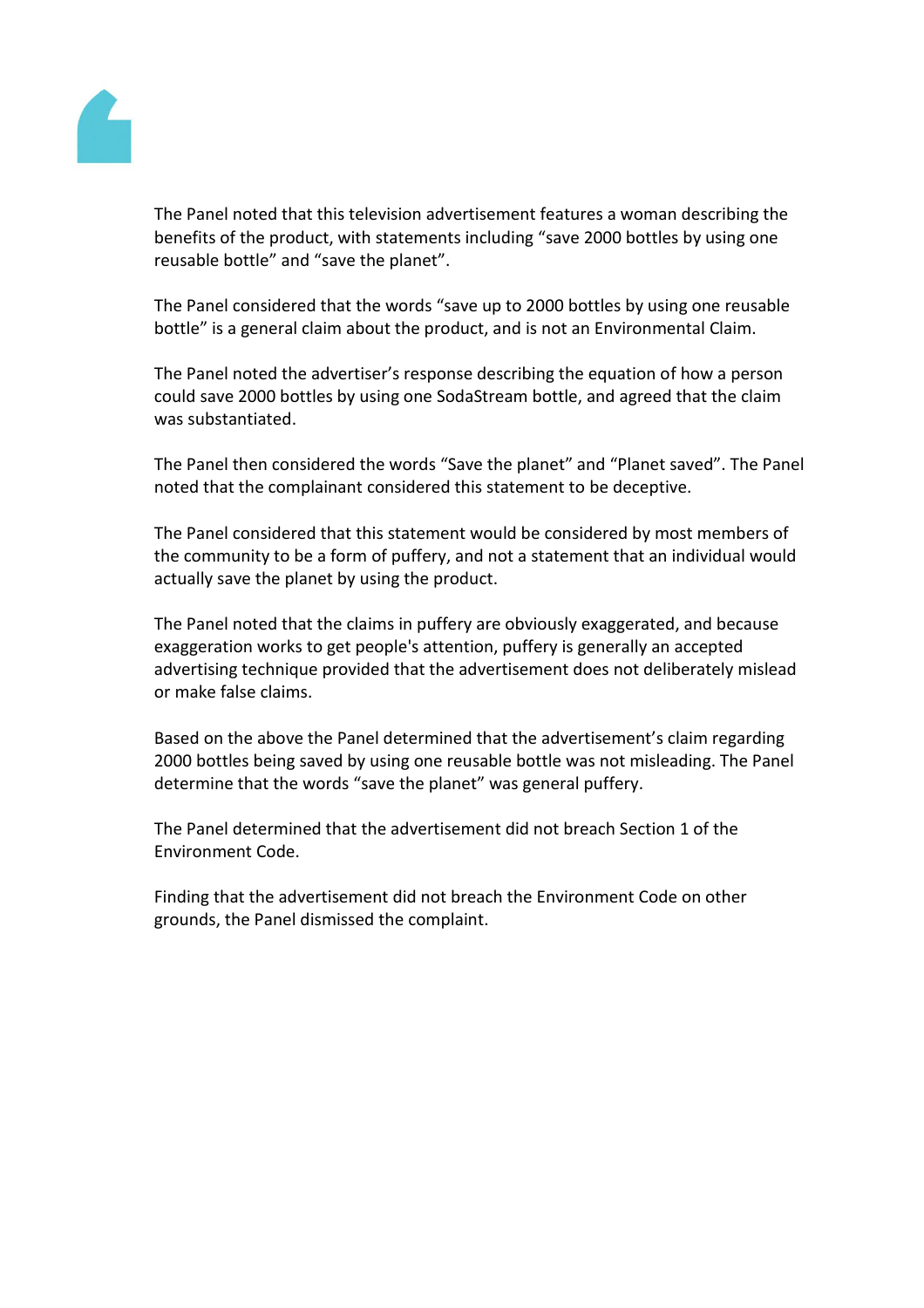The Panel noted that this television advertisement features a woman describing the benefits of the product, with statements including "save 2000 bottles by using one reusable bottle" and "save the planet".

The Panel considered that the words "save up to 2000 bottles by using one reusable bottle" is a general claim about the product, and is not an Environmental Claim.

The Panel noted the advertiser's response describing the equation of how a person could save 2000 bottles by using one SodaStream bottle, and agreed that the claim was substantiated.

The Panel then considered the words "Save the planet" and "Planet saved". The Panel noted that the complainant considered this statement to be deceptive.

The Panel considered that this statement would be considered by most members of the community to be a form of puffery, and not a statement that an individual would actually save the planet by using the product.

The Panel noted that the claims in puffery are obviously exaggerated, and because exaggeration works to get people's attention, puffery is generally an accepted advertising technique provided that the advertisement does not deliberately mislead or make false claims.

Based on the above the Panel determined that the advertisement's claim regarding 2000 bottles being saved by using one reusable bottle was not misleading. The Panel determine that the words "save the planet" was general puffery.

The Panel determined that the advertisement did not breach Section 1 of the Environment Code.

Finding that the advertisement did not breach the Environment Code on other grounds, the Panel dismissed the complaint.